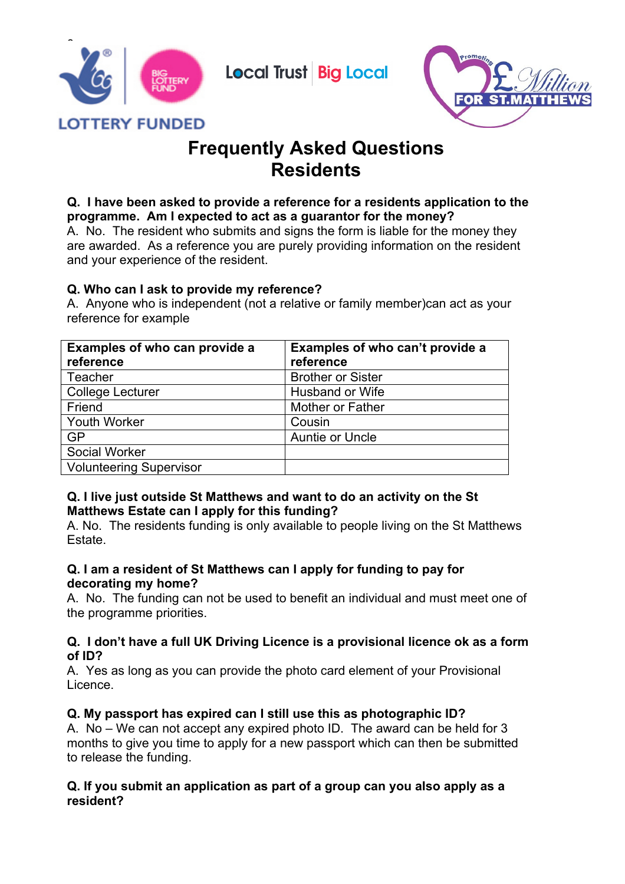LOTTERY FUNDED

Local Trust | Big Local

Promoting £1 Million FOR ST.MATTHEWS

# Frequently Asked Questions
# Residents

**Q. I have been asked to provide a reference for a residents application to the programme. Am I expected to act as a guarantor for the money?**
A. No. The resident who submits and signs the form is liable for the money they are awarded. As a reference you are purely providing information on the resident and your experience of the resident.

**Q. Who can I ask to provide my reference?**
A. Anyone who is independent (not a relative or family member)can act as your reference for example

| Examples of who can provide a reference | Examples of who can't provide a reference |
|---|---|
| Teacher | Brother or Sister |
| College Lecturer | Husband or Wife |
| Friend | Mother or Father |
| Youth Worker | Cousin |
| GP | Auntie or Uncle |
| Social Worker | |
| Volunteering Supervisor | |

**Q. I live just outside St Matthews and want to do an activity on the St Matthews Estate can I apply for this funding?**
A. No. The residents funding is only available to people living on the St Matthews Estate.

**Q. I am a resident of St Matthews can I apply for funding to pay for decorating my home?**
A. No. The funding can not be used to benefit an individual and must meet one of the programme priorities.

**Q. I don't have a full UK Driving Licence is a provisional licence ok as a form of ID?**
A. Yes as long as you can provide the photo card element of your Provisional Licence.

**Q. My passport has expired can I still use this as photographic ID?**
A. No – We can not accept any expired photo ID. The award can be held for 3 months to give you time to apply for a new passport which can then be submitted to release the funding.

**Q. If you submit an application as part of a group can you also apply as a resident?**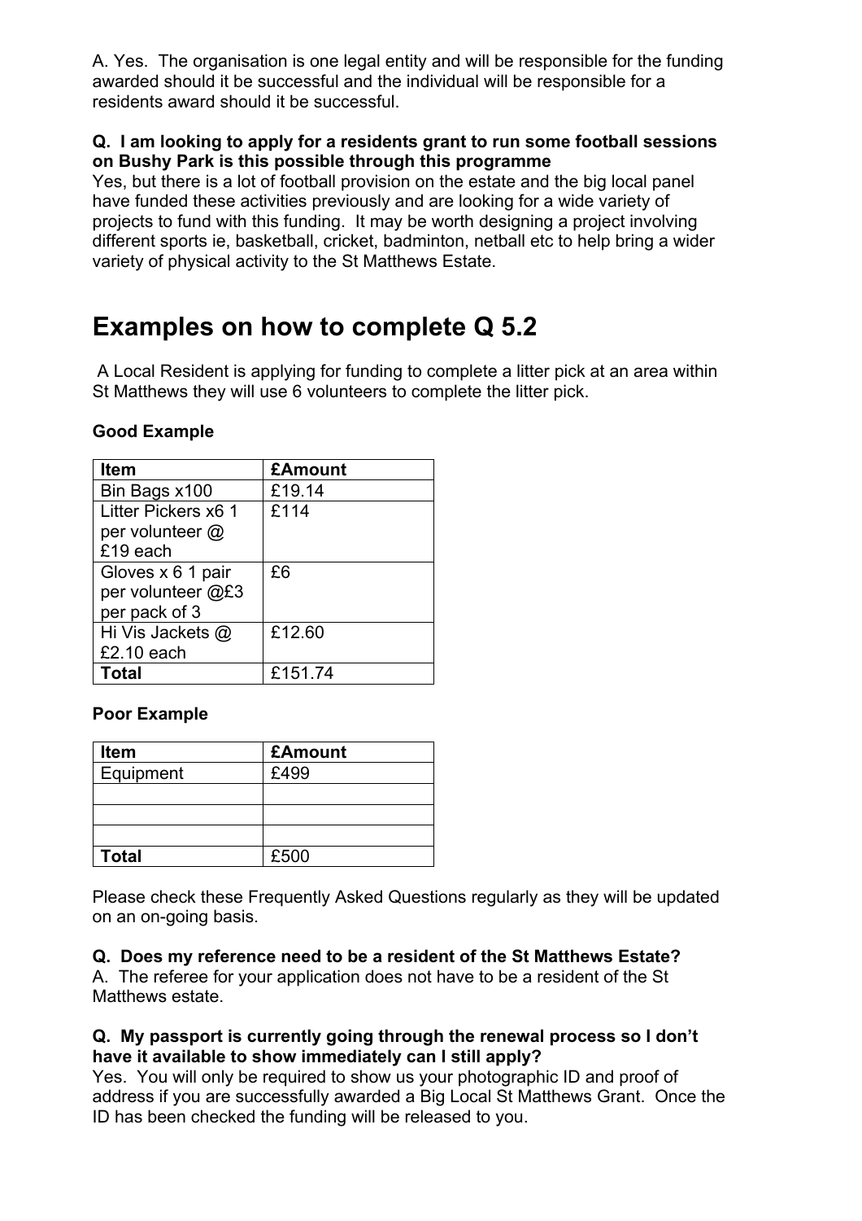A. Yes. The organisation is one legal entity and will be responsible for the funding awarded should it be successful and the individual will be responsible for a residents award should it be successful.

**Q. I am looking to apply for a residents grant to run some football sessions on Bushy Park is this possible through this programme**

Yes, but there is a lot of football provision on the estate and the big local panel have funded these activities previously and are looking for a wide variety of projects to fund with this funding. It may be worth designing a project involving different sports ie, basketball, cricket, badminton, netball etc to help bring a wider variety of physical activity to the St Matthews Estate.

# Examples on how to complete Q 5.2

A Local Resident is applying for funding to complete a litter pick at an area within St Matthews they will use 6 volunteers to complete the litter pick.

**Good Example**

| Item | £Amount |
|---|---|
| Bin Bags x100 | £19.14 |
| Litter Pickers x6 1 per volunteer @ £19 each | £114 |
| Gloves x 6 1 pair per volunteer @£3 per pack of 3 | £6 |
| Hi Vis Jackets @ £2.10 each | £12.60 |
| **Total** | £151.74 |

**Poor Example**

| Item | £Amount |
|---|---|
| Equipment | £499 |
| | |
| | |
| | |
| **Total** | £500 |

Please check these Frequently Asked Questions regularly as they will be updated on an on-going basis.

**Q. Does my reference need to be a resident of the St Matthews Estate?**

A. The referee for your application does not have to be a resident of the St Matthews estate.

**Q. My passport is currently going through the renewal process so I don't have it available to show immediately can I still apply?**

Yes. You will only be required to show us your photographic ID and proof of address if you are successfully awarded a Big Local St Matthews Grant. Once the ID has been checked the funding will be released to you.